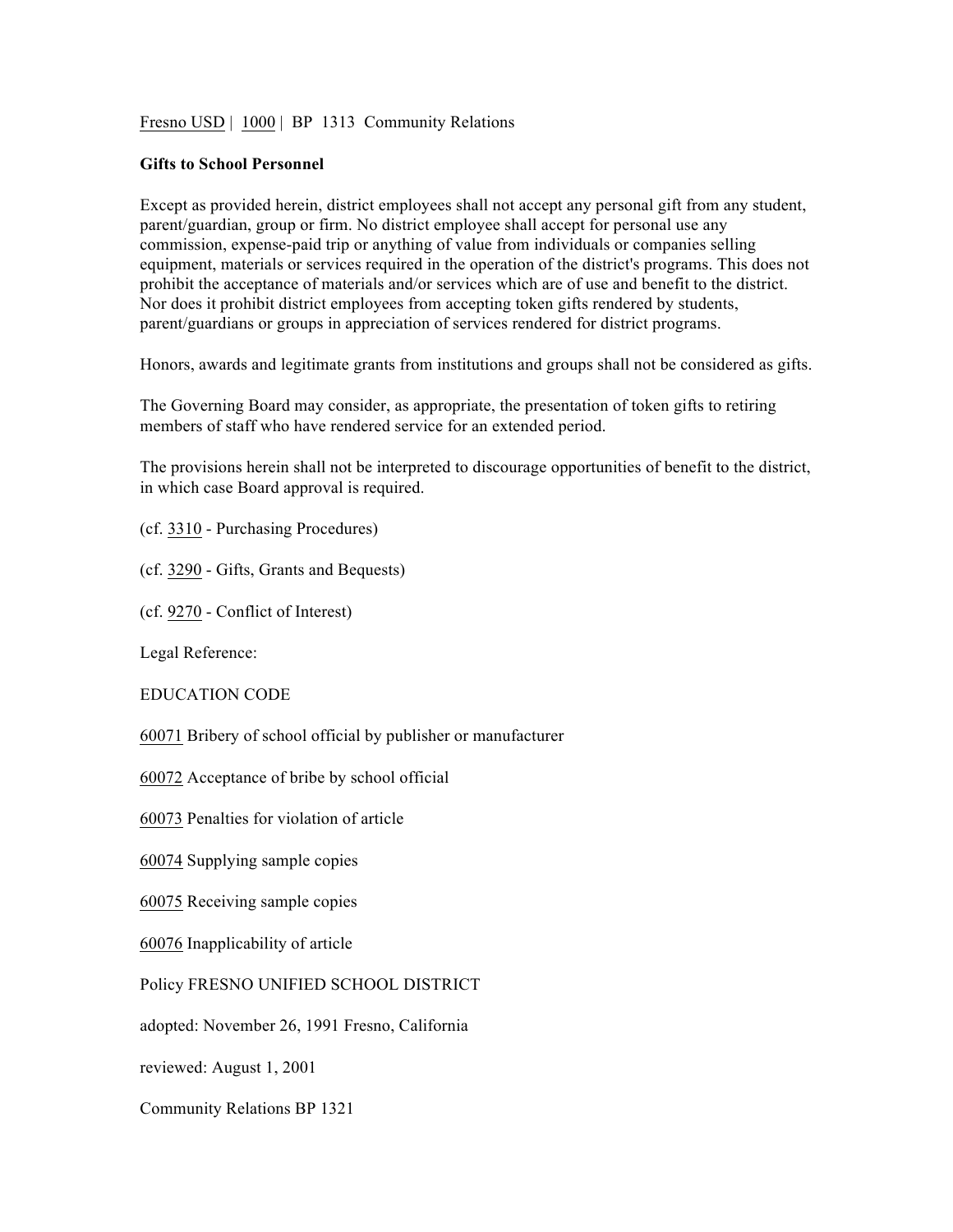Fresno USD | 1000 | BP 1313 Community Relations

**Gifts to School Personnel**

Except as provided herein, district employees shall not accept any personal gift from any student, parent/guardian, group or firm. No district employee shall accept for personal use any commission, expense-paid trip or anything of value from individuals or companies selling equipment, materials or services required in the operation of the district's programs. This does not prohibit the acceptance of materials and/or services which are of use and benefit to the district. Nor does it prohibit district employees from accepting token gifts rendered by students, parent/guardians or groups in appreciation of services rendered for district programs.

Honors, awards and legitimate grants from institutions and groups shall not be considered as gifts.

The Governing Board may consider, as appropriate, the presentation of token gifts to retiring members of staff who have rendered service for an extended period.

The provisions herein shall not be interpreted to discourage opportunities of benefit to the district, in which case Board approval is required.

(cf. 3310 - Purchasing Procedures)

(cf. 3290 - Gifts, Grants and Bequests)

(cf. 9270 - Conflict of Interest)

Legal Reference:

EDUCATION CODE

60071 Bribery of school official by publisher or manufacturer

60072 Acceptance of bribe by school official

60073 Penalties for violation of article

60074 Supplying sample copies

60075 Receiving sample copies

60076 Inapplicability of article

Policy FRESNO UNIFIED SCHOOL DISTRICT

adopted: November 26, 1991 Fresno, California

reviewed: August 1, 2001

Community Relations BP 1321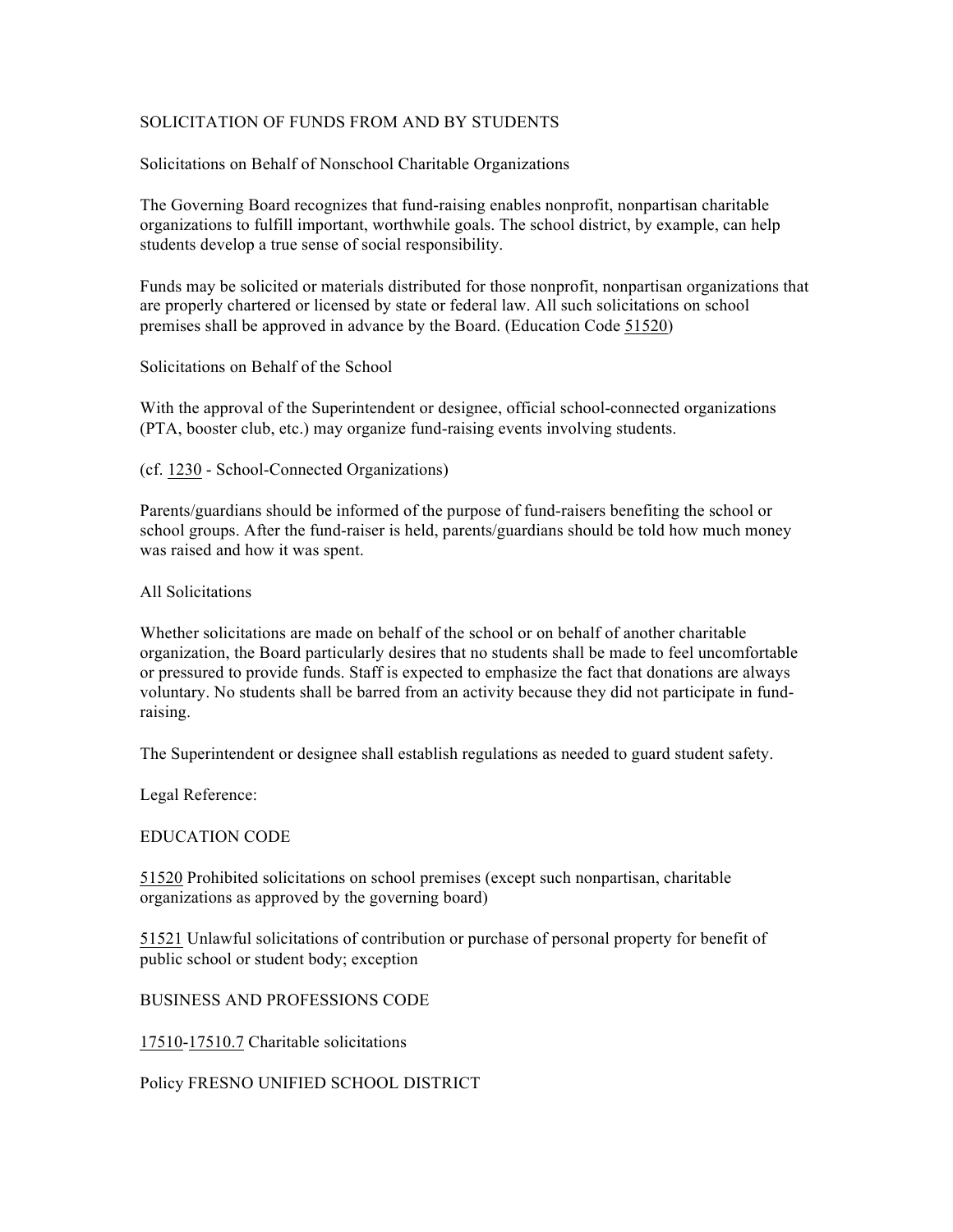# SOLICITATION OF FUNDS FROM AND BY STUDENTS

## Solicitations on Behalf of Nonschool Charitable Organizations

The Governing Board recognizes that fund-raising enables nonprofit, nonpartisan charitable organizations to fulfill important, worthwhile goals. The school district, by example, can help students develop a true sense of social responsibility.

Funds may be solicited or materials distributed for those nonprofit, nonpartisan organizations that are properly chartered or licensed by state or federal law. All such solicitations on school premises shall be approved in advance by the Board. (Education Code 51520)

## Solicitations on Behalf of the School

With the approval of the Superintendent or designee, official school-connected organizations (PTA, booster club, etc.) may organize fund-raising events involving students.

(cf. 1230 - School-Connected Organizations)

Parents/guardians should be informed of the purpose of fund-raisers benefiting the school or school groups. After the fund-raiser is held, parents/guardians should be told how much money was raised and how it was spent.

## All Solicitations

Whether solicitations are made on behalf of the school or on behalf of another charitable organization, the Board particularly desires that no students shall be made to feel uncomfortable or pressured to provide funds. Staff is expected to emphasize the fact that donations are always voluntary. No students shall be barred from an activity because they did not participate in fund-raising.

The Superintendent or designee shall establish regulations as needed to guard student safety.

Legal Reference:

EDUCATION CODE

51520 Prohibited solicitations on school premises (except such nonpartisan, charitable organizations as approved by the governing board)

51521 Unlawful solicitations of contribution or purchase of personal property for benefit of public school or student body; exception

BUSINESS AND PROFESSIONS CODE

17510-17510.7 Charitable solicitations

Policy FRESNO UNIFIED SCHOOL DISTRICT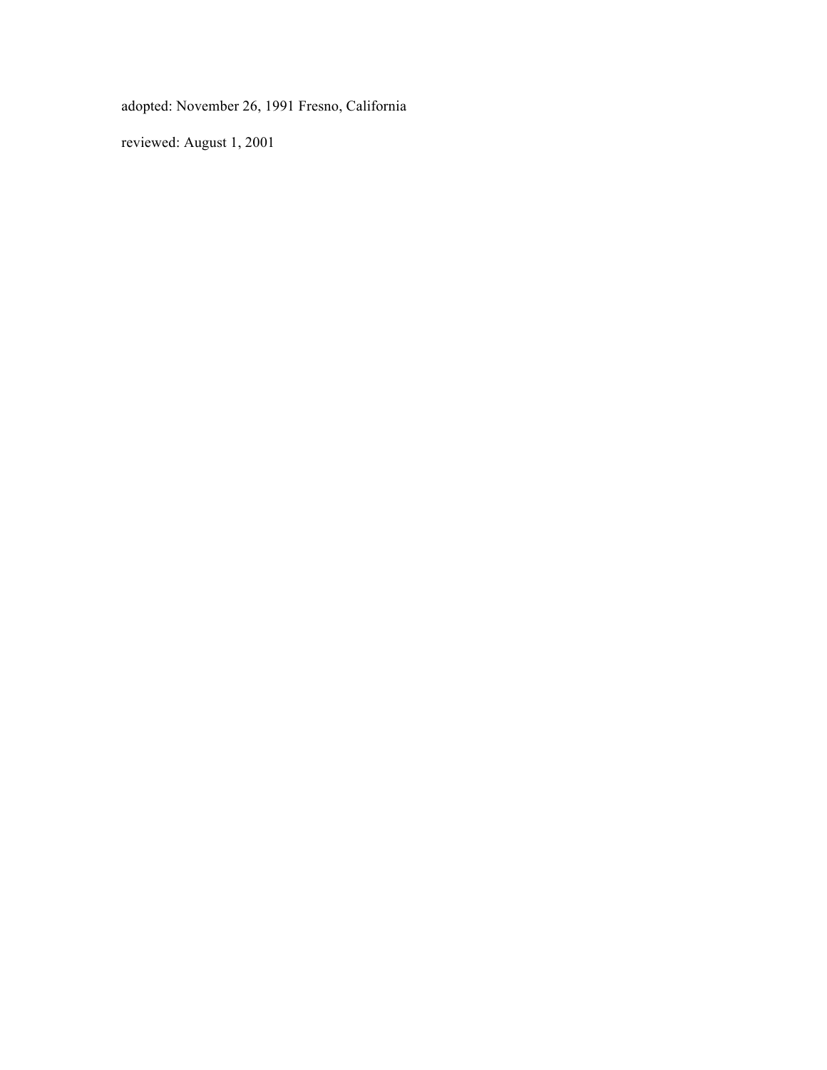adopted: November 26, 1991 Fresno, California

reviewed: August 1, 2001